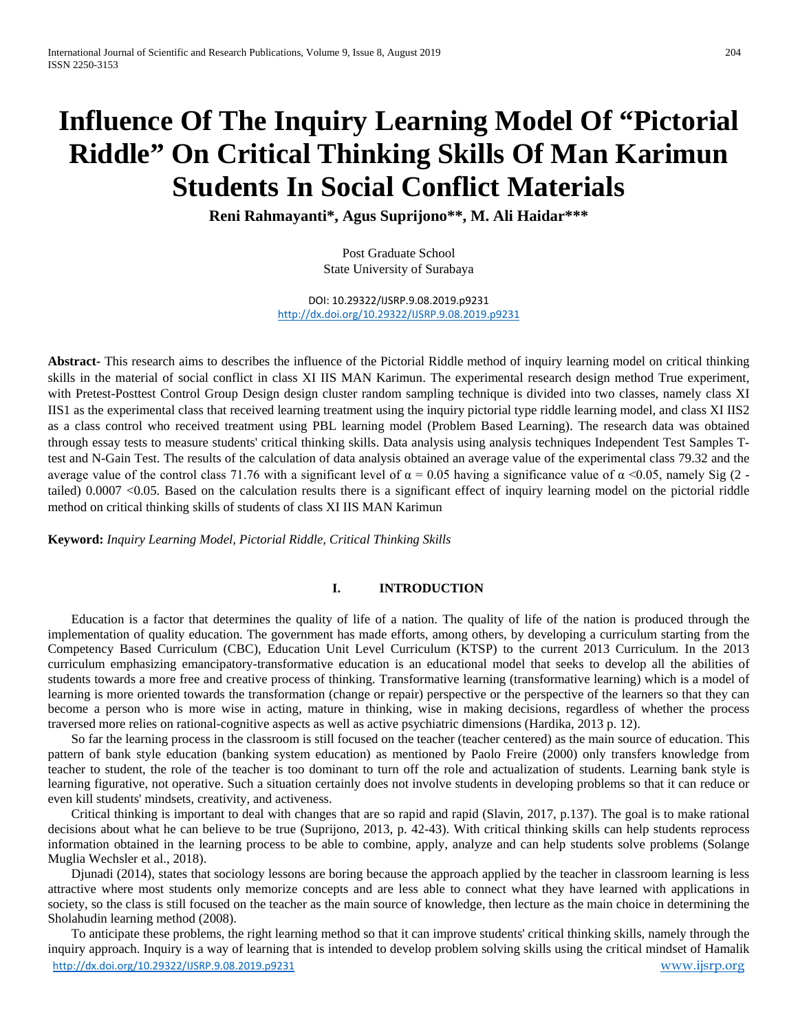# Influence Of The Inquiry Learning Model Of "Pictorial Riddle" On Critical Thinking Skills Of Man Karimun Students In Social Conflict Materials

**Reni Rahmayanti*, Agus Suprijono**, M. Ali Haidar*****

Post Graduate School
State University of Surabaya

DOI: 10.29322/IJSRP.9.08.2019.p9231
http://dx.doi.org/10.29322/IJSRP.9.08.2019.p9231

**Abstract-** This research aims to describes the influence of the Pictorial Riddle method of inquiry learning model on critical thinking skills in the material of social conflict in class XI IIS MAN Karimun. The experimental research design method True experiment, with Pretest-Posttest Control Group Design design cluster random sampling technique is divided into two classes, namely class XI IIS1 as the experimental class that received learning treatment using the inquiry pictorial type riddle learning model, and class XI IIS2 as a class control who received treatment using PBL learning model (Problem Based Learning). The research data was obtained through essay tests to measure students' critical thinking skills. Data analysis using analysis techniques Independent Test Samples T-test and N-Gain Test. The results of the calculation of data analysis obtained an average value of the experimental class 79.32 and the average value of the control class 71.76 with a significant level of $\alpha = 0.05$ having a significance value of $\alpha < 0.05$, namely Sig (2 - tailed) 0.0007 <0.05. Based on the calculation results there is a significant effect of inquiry learning model on the pictorial riddle method on critical thinking skills of students of class XI IIS MAN Karimun

**Keyword:** *Inquiry Learning Model, Pictorial Riddle, Critical Thinking Skills*

## I. INTRODUCTION

Education is a factor that determines the quality of life of a nation. The quality of life of the nation is produced through the implementation of quality education. The government has made efforts, among others, by developing a curriculum starting from the Competency Based Curriculum (CBC), Education Unit Level Curriculum (KTSP) to the current 2013 Curriculum. In the 2013 curriculum emphasizing emancipatory-transformative education is an educational model that seeks to develop all the abilities of students towards a more free and creative process of thinking. Transformative learning (transformative learning) which is a model of learning is more oriented towards the transformation (change or repair) perspective or the perspective of the learners so that they can become a person who is more wise in acting, mature in thinking, wise in making decisions, regardless of whether the process traversed more relies on rational-cognitive aspects as well as active psychiatric dimensions (Hardika, 2013 p. 12).

So far the learning process in the classroom is still focused on the teacher (teacher centered) as the main source of education. This pattern of bank style education (banking system education) as mentioned by Paolo Freire (2000) only transfers knowledge from teacher to student, the role of the teacher is too dominant to turn off the role and actualization of students. Learning bank style is learning figurative, not operative. Such a situation certainly does not involve students in developing problems so that it can reduce or even kill students' mindsets, creativity, and activeness.

Critical thinking is important to deal with changes that are so rapid and rapid (Slavin, 2017, p.137). The goal is to make rational decisions about what he can believe to be true (Suprijono, 2013, p. 42-43). With critical thinking skills can help students reprocess information obtained in the learning process to be able to combine, apply, analyze and can help students solve problems (Solange Muglia Wechsler et al., 2018).

Djunadi (2014), states that sociology lessons are boring because the approach applied by the teacher in classroom learning is less attractive where most students only memorize concepts and are less able to connect what they have learned with applications in society, so the class is still focused on the teacher as the main source of knowledge, then lecture as the main choice in determining the Sholahudin learning method (2008).

To anticipate these problems, the right learning method so that it can improve students' critical thinking skills, namely through the inquiry approach. Inquiry is a way of learning that is intended to develop problem solving skills using the critical mindset of Hamalik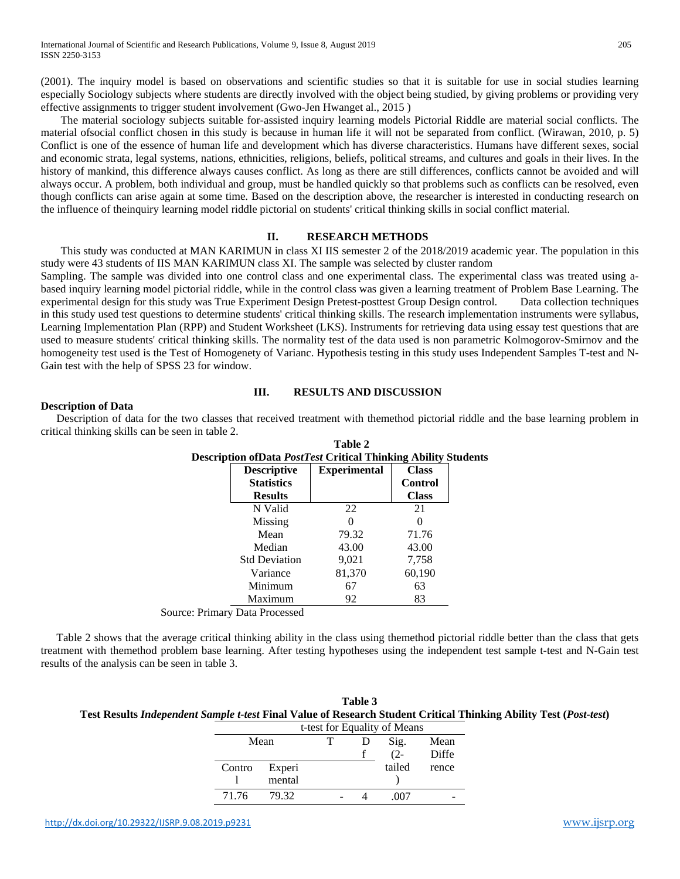(2001). The inquiry model is based on observations and scientific studies so that it is suitable for use in social studies learning especially Sociology subjects where students are directly involved with the object being studied, by giving problems or providing very effective assignments to trigger student involvement (Gwo-Jen Hwanget al., 2015 )

The material sociology subjects suitable for-assisted inquiry learning models Pictorial Riddle are material social conflicts. The material ofsocial conflict chosen in this study is because in human life it will not be separated from conflict. (Wirawan, 2010, p. 5) Conflict is one of the essence of human life and development which has diverse characteristics. Humans have different sexes, social and economic strata, legal systems, nations, ethnicities, religions, beliefs, political streams, and cultures and goals in their lives. In the history of mankind, this difference always causes conflict. As long as there are still differences, conflicts cannot be avoided and will always occur. A problem, both individual and group, must be handled quickly so that problems such as conflicts can be resolved, even though conflicts can arise again at some time. Based on the description above, the researcher is interested in conducting research on the influence of theinquiry learning model riddle pictorial on students' critical thinking skills in social conflict material.

## II. RESEARCH METHODS

This study was conducted at MAN KARIMUN in class XI IIS semester 2 of the 2018/2019 academic year. The population in this study were 43 students of IIS MAN KARIMUN class XI. The sample was selected by cluster random
Sampling. The sample was divided into one control class and one experimental class. The experimental class was treated using a-based inquiry learning model pictorial riddle, while in the control class was given a learning treatment of Problem Base Learning. The experimental design for this study was True Experiment Design Pretest-posttest Group Design control. Data collection techniques in this study used test questions to determine students' critical thinking skills. The research implementation instruments were syllabus, Learning Implementation Plan (RPP) and Student Worksheet (LKS). Instruments for retrieving data using essay test questions that are used to measure students' critical thinking skills. The normality test of the data used is non parametric Kolmogorov-Smirnov and the homogeneity test used is the Test of Homogenety of Varianc. Hypothesis testing in this study uses Independent Samples T-test and N-Gain test with the help of SPSS 23 for window.

## III. RESULTS AND DISCUSSION

**Description of Data**

Description of data for the two classes that received treatment with themethod pictorial riddle and the base learning problem in critical thinking skills can be seen in table 2.

**Table 2**
**Description ofData *PostTest* Critical Thinking Ability Students**

| Descriptive Statistics Results | Experimental | Class Control Class |
|---|---|---|
| N Valid | 22 | 21 |
| Missing | 0 | 0 |
| Mean | 79.32 | 71.76 |
| Median | 43.00 | 43.00 |
| Std Deviation | 9,021 | 7,758 |
| Variance | 81,370 | 60,190 |
| Minimum | 67 | 63 |
| Maximum | 92 | 83 |

Source: Primary Data Processed

Table 2 shows that the average critical thinking ability in the class using themethod pictorial riddle better than the class that gets treatment with themethod problem base learning. After testing hypotheses using the independent test sample t-test and N-Gain test results of the analysis can be seen in table 3.

**Table 3**
**Test Results *Independent Sample t-test* Final Value of Research Student Critical Thinking Ability Test (*Post-test*)**

| t-test for Equality of Means | | | | | |
|---|---|---|---|---|---|
| Mean | | T | Df | Sig. (2-tailed) | Mean Difference |
| Control | Experimental | | | | |
| 71.76 | 79.32 | - | 4 | .007 | - |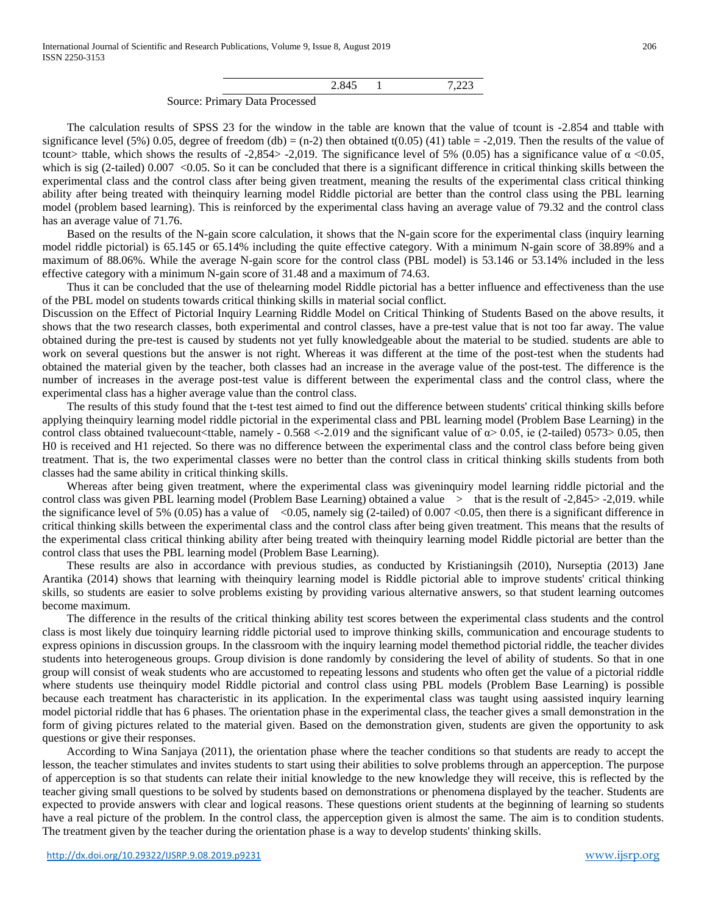| | | |
|---|---|---|
| 2.845 | 1 | 7,223 |

Source: Primary Data Processed

The calculation results of SPSS 23 for the window in the table are known that the value of tcount is -2.854 and ttable with significance level (5%) 0.05, degree of freedom (db) = (n-2) then obtained t(0.05) (41) table = -2,019. Then the results of the value of tcount> ttable, which shows the results of -2,854> -2,019. The significance level of 5% (0.05) has a significance value of $\alpha < 0.05$, which is sig (2-tailed) 0.007 <0.05. So it can be concluded that there is a significant difference in critical thinking skills between the experimental class and the control class after being given treatment, meaning the results of the experimental class critical thinking ability after being treated with theinquiry learning model Riddle pictorial are better than the control class using the PBL learning model (problem based learning). This is reinforced by the experimental class having an average value of 79.32 and the control class has an average value of 71.76.

Based on the results of the N-gain score calculation, it shows that the N-gain score for the experimental class (inquiry learning model riddle pictorial) is 65.145 or 65.14% including the quite effective category. With a minimum N-gain score of 38.89% and a maximum of 88.06%. While the average N-gain score for the control class (PBL model) is 53.146 or 53.14% included in the less effective category with a minimum N-gain score of 31.48 and a maximum of 74.63.

Thus it can be concluded that the use of thelearning model Riddle pictorial has a better influence and effectiveness than the use of the PBL model on students towards critical thinking skills in material social conflict.

Discussion on the Effect of Pictorial Inquiry Learning Riddle Model on Critical Thinking of Students Based on the above results, it shows that the two research classes, both experimental and control classes, have a pre-test value that is not too far away. The value obtained during the pre-test is caused by students not yet fully knowledgeable about the material to be studied. students are able to work on several questions but the answer is not right. Whereas it was different at the time of the post-test when the students had obtained the material given by the teacher, both classes had an increase in the average value of the post-test. The difference is the number of increases in the average post-test value is different between the experimental class and the control class, where the experimental class has a higher average value than the control class.

The results of this study found that the t-test test aimed to find out the difference between students' critical thinking skills before applying theinquiry learning model riddle pictorial in the experimental class and PBL learning model (Problem Base Learning) in the control class obtained tvaluecount<ttable, namely - 0.568 <-2.019 and the significant value of $\alpha > 0.05$, ie (2-tailed) 0573> 0.05, then H0 is received and H1 rejected. So there was no difference between the experimental class and the control class before being given treatment. That is, the two experimental classes were no better than the control class in critical thinking skills students from both classes had the same ability in critical thinking skills.

Whereas after being given treatment, where the experimental class was giveninquiry model learning riddle pictorial and the control class was given PBL learning model (Problem Base Learning) obtained a value > that is the result of -2,845> -2,019. while the significance level of 5% (0.05) has a value of <0.05, namely sig (2-tailed) of 0.007 <0.05, then there is a significant difference in critical thinking skills between the experimental class and the control class after being given treatment. This means that the results of the experimental class critical thinking ability after being treated with theinquiry learning model Riddle pictorial are better than the control class that uses the PBL learning model (Problem Base Learning).

These results are also in accordance with previous studies, as conducted by Kristianingsih (2010), Nurseptia (2013) Jane Arantika (2014) shows that learning with theinquiry learning model is Riddle pictorial able to improve students' critical thinking skills, so students are easier to solve problems existing by providing various alternative answers, so that student learning outcomes become maximum.

The difference in the results of the critical thinking ability test scores between the experimental class students and the control class is most likely due toinquiry learning riddle pictorial used to improve thinking skills, communication and encourage students to express opinions in discussion groups. In the classroom with the inquiry learning model themethod pictorial riddle, the teacher divides students into heterogeneous groups. Group division is done randomly by considering the level of ability of students. So that in one group will consist of weak students who are accustomed to repeating lessons and students who often get the value of a pictorial riddle where students use theinquiry model Riddle pictorial and control class using PBL models (Problem Base Learning) is possible because each treatment has characteristic in its application. In the experimental class was taught using aassisted inquiry learning model pictorial riddle that has 6 phases. The orientation phase in the experimental class, the teacher gives a small demonstration in the form of giving pictures related to the material given. Based on the demonstration given, students are given the opportunity to ask questions or give their responses.

According to Wina Sanjaya (2011), the orientation phase where the teacher conditions so that students are ready to accept the lesson, the teacher stimulates and invites students to start using their abilities to solve problems through an apperception. The purpose of apperception is so that students can relate their initial knowledge to the new knowledge they will receive, this is reflected by the teacher giving small questions to be solved by students based on demonstrations or phenomena displayed by the teacher. Students are expected to provide answers with clear and logical reasons. These questions orient students at the beginning of learning so students have a real picture of the problem. In the control class, the apperception given is almost the same. The aim is to condition students. The treatment given by the teacher during the orientation phase is a way to develop students' thinking skills.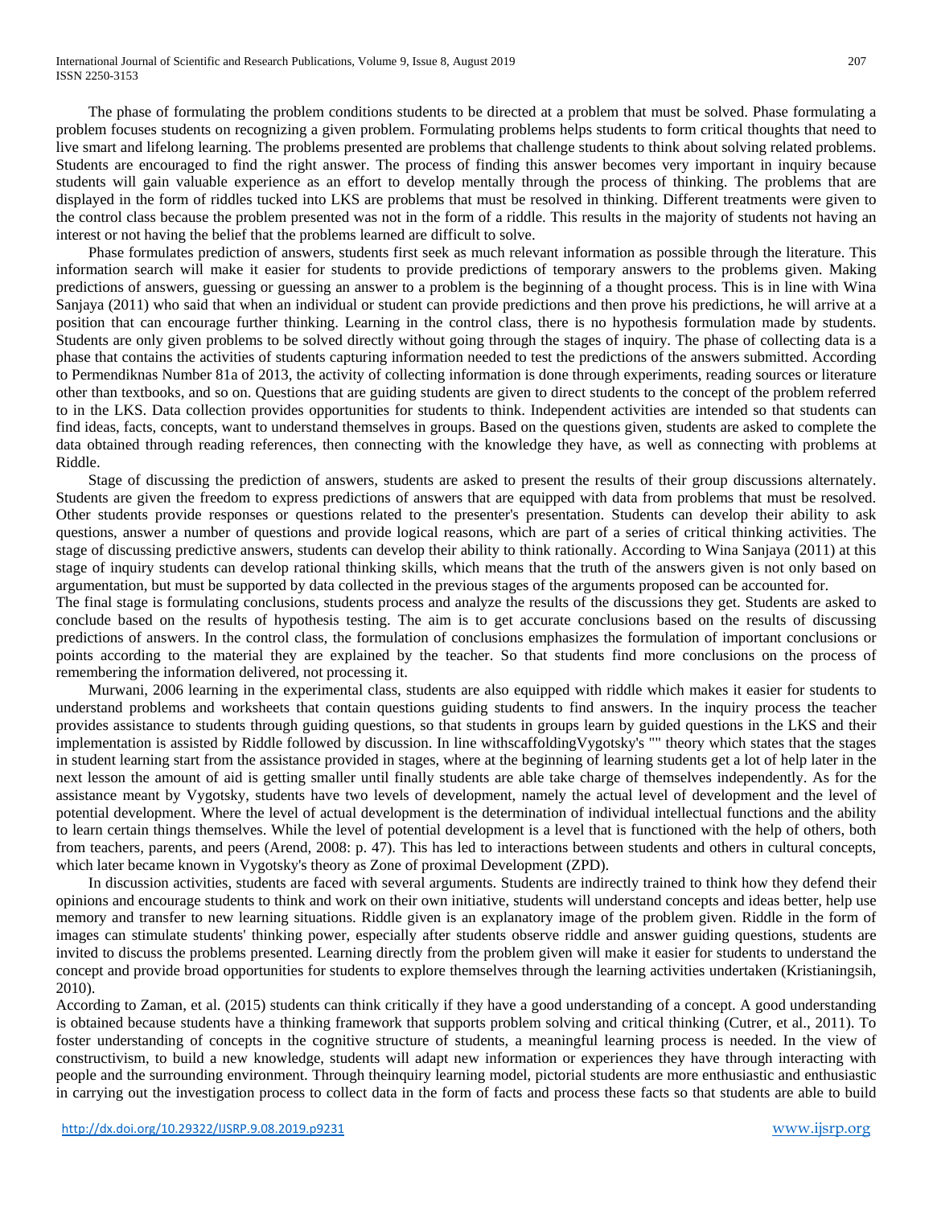The phase of formulating the problem conditions students to be directed at a problem that must be solved. Phase formulating a problem focuses students on recognizing a given problem. Formulating problems helps students to form critical thoughts that need to live smart and lifelong learning. The problems presented are problems that challenge students to think about solving related problems. Students are encouraged to find the right answer. The process of finding this answer becomes very important in inquiry because students will gain valuable experience as an effort to develop mentally through the process of thinking. The problems that are displayed in the form of riddles tucked into LKS are problems that must be resolved in thinking. Different treatments were given to the control class because the problem presented was not in the form of a riddle. This results in the majority of students not having an interest or not having the belief that the problems learned are difficult to solve.

Phase formulates prediction of answers, students first seek as much relevant information as possible through the literature. This information search will make it easier for students to provide predictions of temporary answers to the problems given. Making predictions of answers, guessing or guessing an answer to a problem is the beginning of a thought process. This is in line with Wina Sanjaya (2011) who said that when an individual or student can provide predictions and then prove his predictions, he will arrive at a position that can encourage further thinking. Learning in the control class, there is no hypothesis formulation made by students. Students are only given problems to be solved directly without going through the stages of inquiry. The phase of collecting data is a phase that contains the activities of students capturing information needed to test the predictions of the answers submitted. According to Permendiknas Number 81a of 2013, the activity of collecting information is done through experiments, reading sources or literature other than textbooks, and so on. Questions that are guiding students are given to direct students to the concept of the problem referred to in the LKS. Data collection provides opportunities for students to think. Independent activities are intended so that students can find ideas, facts, concepts, want to understand themselves in groups. Based on the questions given, students are asked to complete the data obtained through reading references, then connecting with the knowledge they have, as well as connecting with problems at Riddle.

Stage of discussing the prediction of answers, students are asked to present the results of their group discussions alternately. Students are given the freedom to express predictions of answers that are equipped with data from problems that must be resolved. Other students provide responses or questions related to the presenter's presentation. Students can develop their ability to ask questions, answer a number of questions and provide logical reasons, which are part of a series of critical thinking activities. The stage of discussing predictive answers, students can develop their ability to think rationally. According to Wina Sanjaya (2011) at this stage of inquiry students can develop rational thinking skills, which means that the truth of the answers given is not only based on argumentation, but must be supported by data collected in the previous stages of the arguments proposed can be accounted for.

The final stage is formulating conclusions, students process and analyze the results of the discussions they get. Students are asked to conclude based on the results of hypothesis testing. The aim is to get accurate conclusions based on the results of discussing predictions of answers. In the control class, the formulation of conclusions emphasizes the formulation of important conclusions or points according to the material they are explained by the teacher. So that students find more conclusions on the process of remembering the information delivered, not processing it.

Murwani, 2006 learning in the experimental class, students are also equipped with riddle which makes it easier for students to understand problems and worksheets that contain questions guiding students to find answers. In the inquiry process the teacher provides assistance to students through guiding questions, so that students in groups learn by guided questions in the LKS and their implementation is assisted by Riddle followed by discussion. In line withscaffoldingVygotsky's "" theory which states that the stages in student learning start from the assistance provided in stages, where at the beginning of learning students get a lot of help later in the next lesson the amount of aid is getting smaller until finally students are able take charge of themselves independently. As for the assistance meant by Vygotsky, students have two levels of development, namely the actual level of development and the level of potential development. Where the level of actual development is the determination of individual intellectual functions and the ability to learn certain things themselves. While the level of potential development is a level that is functioned with the help of others, both from teachers, parents, and peers (Arend, 2008: p. 47). This has led to interactions between students and others in cultural concepts, which later became known in Vygotsky's theory as Zone of proximal Development (ZPD).

In discussion activities, students are faced with several arguments. Students are indirectly trained to think how they defend their opinions and encourage students to think and work on their own initiative, students will understand concepts and ideas better, help use memory and transfer to new learning situations. Riddle given is an explanatory image of the problem given. Riddle in the form of images can stimulate students' thinking power, especially after students observe riddle and answer guiding questions, students are invited to discuss the problems presented. Learning directly from the problem given will make it easier for students to understand the concept and provide broad opportunities for students to explore themselves through the learning activities undertaken (Kristianingsih, 2010).

According to Zaman, et al. (2015) students can think critically if they have a good understanding of a concept. A good understanding is obtained because students have a thinking framework that supports problem solving and critical thinking (Cutrer, et al., 2011). To foster understanding of concepts in the cognitive structure of students, a meaningful learning process is needed. In the view of constructivism, to build a new knowledge, students will adapt new information or experiences they have through interacting with people and the surrounding environment. Through theinquiry learning model, pictorial students are more enthusiastic and enthusiastic in carrying out the investigation process to collect data in the form of facts and process these facts so that students are able to build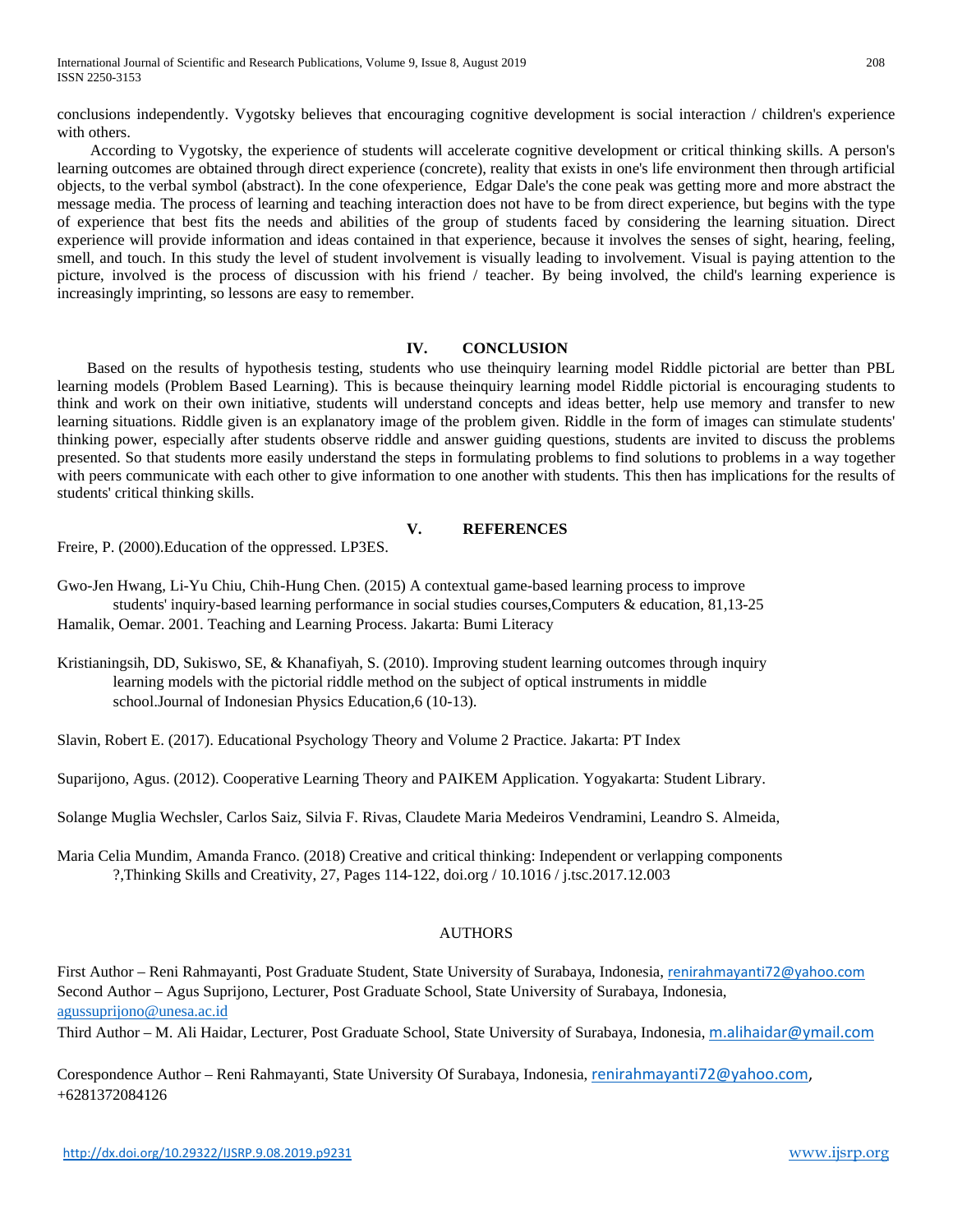conclusions independently. Vygotsky believes that encouraging cognitive development is social interaction / children's experience with others.

According to Vygotsky, the experience of students will accelerate cognitive development or critical thinking skills. A person's learning outcomes are obtained through direct experience (concrete), reality that exists in one's life environment then through artificial objects, to the verbal symbol (abstract). In the cone ofexperience, Edgar Dale's the cone peak was getting more and more abstract the message media. The process of learning and teaching interaction does not have to be from direct experience, but begins with the type of experience that best fits the needs and abilities of the group of students faced by considering the learning situation. Direct experience will provide information and ideas contained in that experience, because it involves the senses of sight, hearing, feeling, smell, and touch. In this study the level of student involvement is visually leading to involvement. Visual is paying attention to the picture, involved is the process of discussion with his friend / teacher. By being involved, the child's learning experience is increasingly imprinting, so lessons are easy to remember.

## IV. CONCLUSION

Based on the results of hypothesis testing, students who use theinquiry learning model Riddle pictorial are better than PBL learning models (Problem Based Learning). This is because theinquiry learning model Riddle pictorial is encouraging students to think and work on their own initiative, students will understand concepts and ideas better, help use memory and transfer to new learning situations. Riddle given is an explanatory image of the problem given. Riddle in the form of images can stimulate students' thinking power, especially after students observe riddle and answer guiding questions, students are invited to discuss the problems presented. So that students more easily understand the steps in formulating problems to find solutions to problems in a way together with peers communicate with each other to give information to one another with students. This then has implications for the results of students' critical thinking skills.

## V. REFERENCES

Freire, P. (2000).Education of the oppressed. LP3ES.

Gwo-Jen Hwang, Li-Yu Chiu, Chih-Hung Chen. (2015) A contextual game-based learning process to improve students' inquiry-based learning performance in social studies courses,Computers & education, 81,13-25

Hamalik, Oemar. 2001. Teaching and Learning Process. Jakarta: Bumi Literacy

Kristianingsih, DD, Sukiswo, SE, & Khanafiyah, S. (2010). Improving student learning outcomes through inquiry learning models with the pictorial riddle method on the subject of optical instruments in middle school.Journal of Indonesian Physics Education,6 (10-13).

Slavin, Robert E. (2017). Educational Psychology Theory and Volume 2 Practice. Jakarta: PT Index

Suparijono, Agus. (2012). Cooperative Learning Theory and PAIKEM Application. Yogyakarta: Student Library.

Solange Muglia Wechsler, Carlos Saiz, Silvia F. Rivas, Claudete Maria Medeiros Vendramini, Leandro S. Almeida,

Maria Celia Mundim, Amanda Franco. (2018) Creative and critical thinking: Independent or verlapping components ?,Thinking Skills and Creativity, 27, Pages 114-122, doi.org / 10.1016 / j.tsc.2017.12.003

## AUTHORS

First Author – Reni Rahmayanti, Post Graduate Student, State University of Surabaya, Indonesia, renirahmayanti72@yahoo.com

Second Author – Agus Suprijono, Lecturer, Post Graduate School, State University of Surabaya, Indonesia, agussuprijono@unesa.ac.id

Third Author – M. Ali Haidar, Lecturer, Post Graduate School, State University of Surabaya, Indonesia, m.alihaidar@ymail.com

Corespondence Author – Reni Rahmayanti, State University Of Surabaya, Indonesia, renirahmayanti72@yahoo.com, +6281372084126